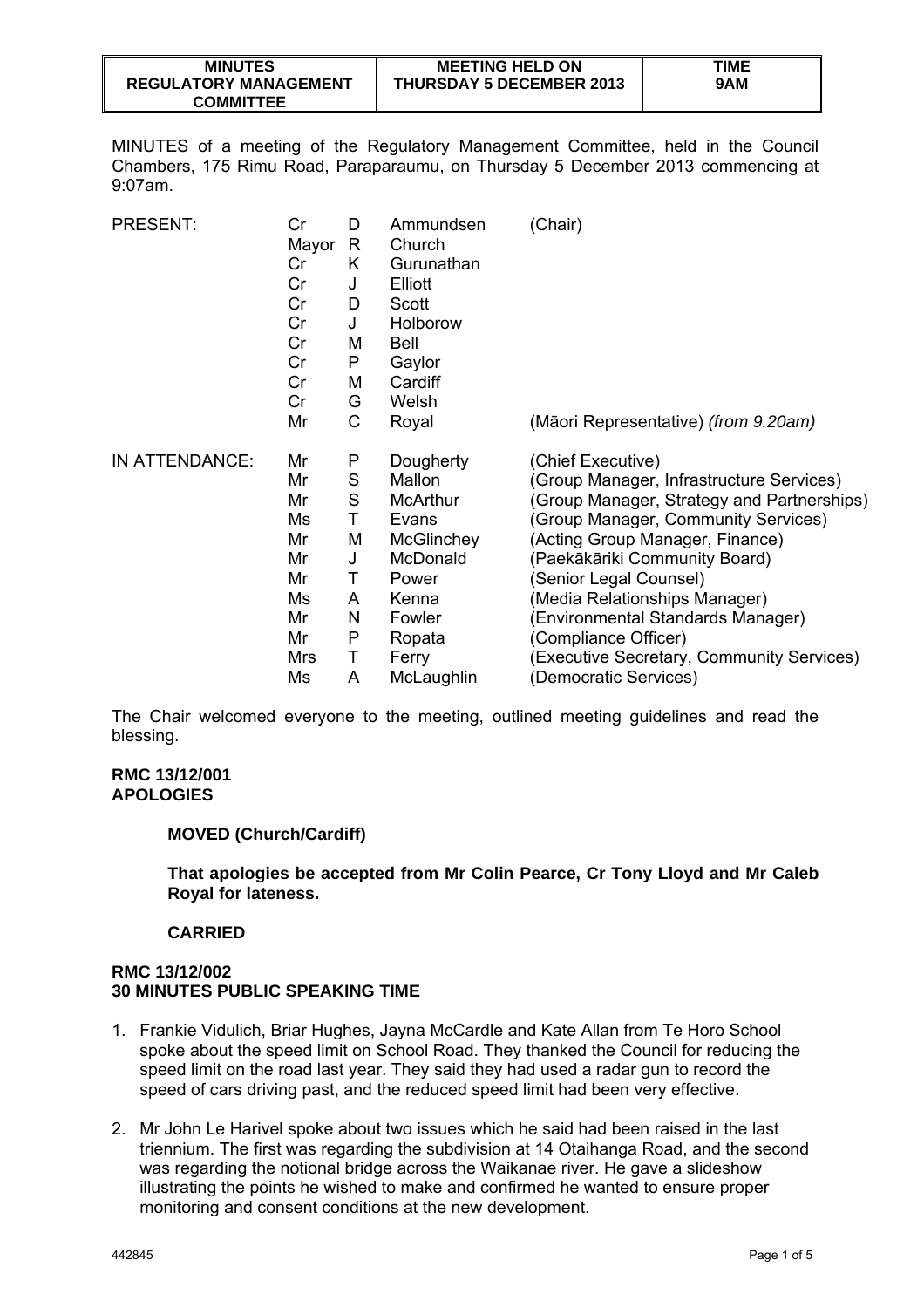| MINUTES REGULATORY MANAGEMENT COMMITTEE | MEETING HELD ON THURSDAY 5 DECEMBER 2013 | TIME 9AM |
|---|---|---|

MINUTES of a meeting of the Regulatory Management Committee, held in the Council Chambers, 175 Rimu Road, Paraparaumu, on Thursday 5 December 2013 commencing at 9:07am.

| | | | | |
|---|---|---|---|---|
| PRESENT: | Cr | D | Ammundsen | (Chair) |
| | Mayor | R | Church | |
| | Cr | K | Gurunathan | |
| | Cr | J | Elliott | |
| | Cr | D | Scott | |
| | Cr | J | Holborow | |
| | Cr | M | Bell | |
| | Cr | P | Gaylor | |
| | Cr | M | Cardiff | |
| | Cr | G | Welsh | |
| | Mr | C | Royal | (Māori Representative) *(from 9.20am)* |
| IN ATTENDANCE: | Mr | P | Dougherty | (Chief Executive) |
| | Mr | S | Mallon | (Group Manager, Infrastructure Services) |
| | Mr | S | McArthur | (Group Manager, Strategy and Partnerships) |
| | Ms | T | Evans | (Group Manager, Community Services) |
| | Mr | M | McGlinchey | (Acting Group Manager, Finance) |
| | Mr | J | McDonald | (Paekākāriki Community Board) |
| | Mr | T | Power | (Senior Legal Counsel) |
| | Ms | A | Kenna | (Media Relationships Manager) |
| | Mr | N | Fowler | (Environmental Standards Manager) |
| | Mr | P | Ropata | (Compliance Officer) |
| | Mrs | T | Ferry | (Executive Secretary, Community Services) |
| | Ms | A | McLaughlin | (Democratic Services) |

The Chair welcomed everyone to the meeting, outlined meeting guidelines and read the blessing.

**RMC 13/12/001**
**APOLOGIES**

**MOVED (Church/Cardiff)**

**That apologies be accepted from Mr Colin Pearce, Cr Tony Lloyd and Mr Caleb Royal for lateness.**

**CARRIED**

**RMC 13/12/002**
**30 MINUTES PUBLIC SPEAKING TIME**

1. Frankie Vidulich, Briar Hughes, Jayna McCardle and Kate Allan from Te Horo School spoke about the speed limit on School Road. They thanked the Council for reducing the speed limit on the road last year. They said they had used a radar gun to record the speed of cars driving past, and the reduced speed limit had been very effective.

2. Mr John Le Harivel spoke about two issues which he said had been raised in the last triennium. The first was regarding the subdivision at 14 Otaihanga Road, and the second was regarding the notional bridge across the Waikanae river. He gave a slideshow illustrating the points he wished to make and confirmed he wanted to ensure proper monitoring and consent conditions at the new development.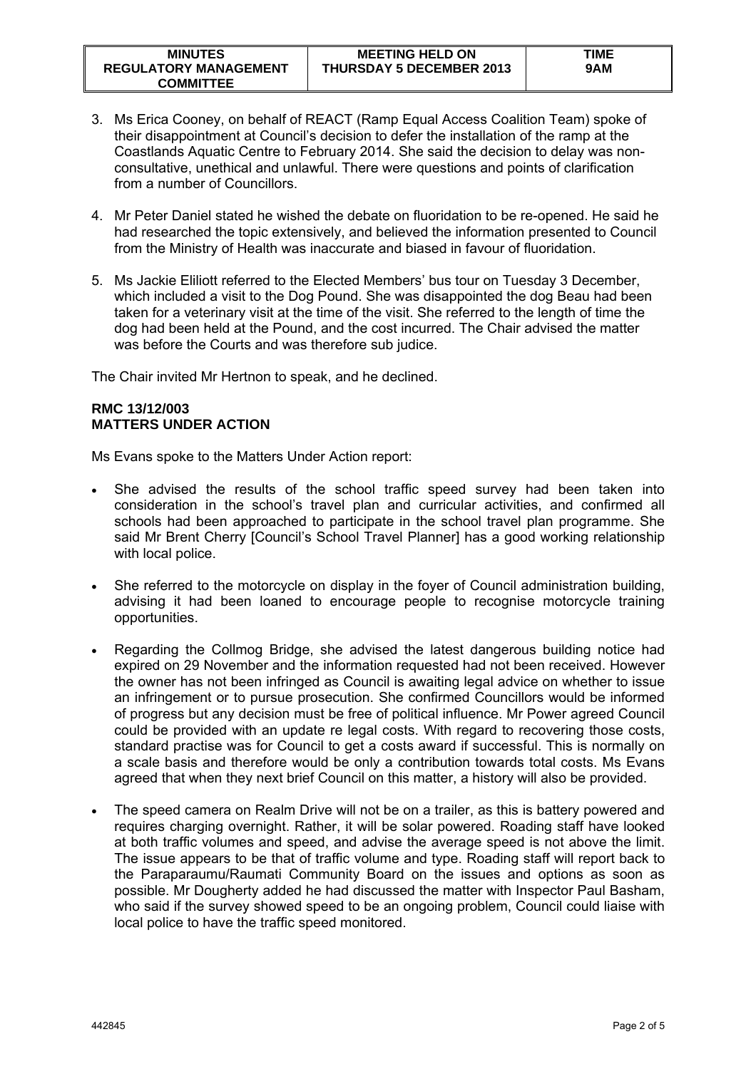3. Ms Erica Cooney, on behalf of REACT (Ramp Equal Access Coalition Team) spoke of their disappointment at Council's decision to defer the installation of the ramp at the Coastlands Aquatic Centre to February 2014. She said the decision to delay was non-consultative, unethical and unlawful. There were questions and points of clarification from a number of Councillors.

4. Mr Peter Daniel stated he wished the debate on fluoridation to be re-opened. He said he had researched the topic extensively, and believed the information presented to Council from the Ministry of Health was inaccurate and biased in favour of fluoridation.

5. Ms Jackie Eliliott referred to the Elected Members' bus tour on Tuesday 3 December, which included a visit to the Dog Pound. She was disappointed the dog Beau had been taken for a veterinary visit at the time of the visit. She referred to the length of time the dog had been held at the Pound, and the cost incurred. The Chair advised the matter was before the Courts and was therefore sub judice.

The Chair invited Mr Hertnon to speak, and he declined.

**RMC 13/12/003**
**MATTERS UNDER ACTION**

Ms Evans spoke to the Matters Under Action report:

- She advised the results of the school traffic speed survey had been taken into consideration in the school's travel plan and curricular activities, and confirmed all schools had been approached to participate in the school travel plan programme. She said Mr Brent Cherry [Council's School Travel Planner] has a good working relationship with local police.

- She referred to the motorcycle on display in the foyer of Council administration building, advising it had been loaned to encourage people to recognise motorcycle training opportunities.

- Regarding the Collmog Bridge, she advised the latest dangerous building notice had expired on 29 November and the information requested had not been received. However the owner has not been infringed as Council is awaiting legal advice on whether to issue an infringement or to pursue prosecution. She confirmed Councillors would be informed of progress but any decision must be free of political influence. Mr Power agreed Council could be provided with an update re legal costs. With regard to recovering those costs, standard practise was for Council to get a costs award if successful. This is normally on a scale basis and therefore would be only a contribution towards total costs. Ms Evans agreed that when they next brief Council on this matter, a history will also be provided.

- The speed camera on Realm Drive will not be on a trailer, as this is battery powered and requires charging overnight. Rather, it will be solar powered. Roading staff have looked at both traffic volumes and speed, and advise the average speed is not above the limit. The issue appears to be that of traffic volume and type. Roading staff will report back to the Paraparaumu/Raumati Community Board on the issues and options as soon as possible. Mr Dougherty added he had discussed the matter with Inspector Paul Basham, who said if the survey showed speed to be an ongoing problem, Council could liaise with local police to have the traffic speed monitored.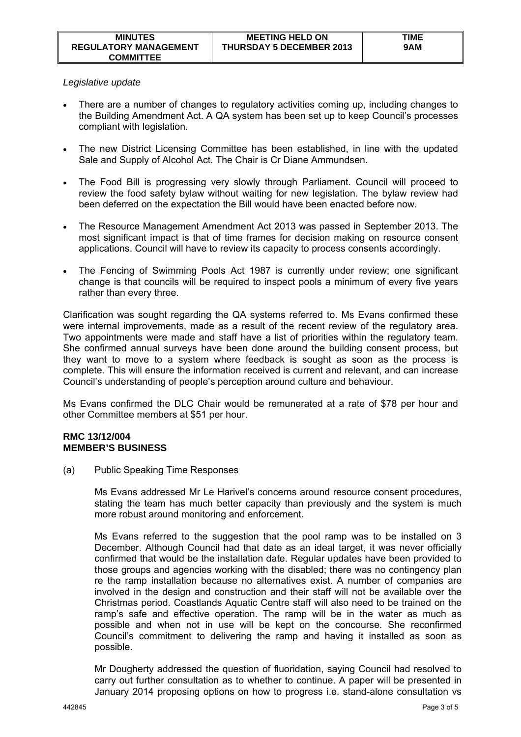*Legislative update*

- There are a number of changes to regulatory activities coming up, including changes to the Building Amendment Act. A QA system has been set up to keep Council's processes compliant with legislation.

- The new District Licensing Committee has been established, in line with the updated Sale and Supply of Alcohol Act. The Chair is Cr Diane Ammundsen.

- The Food Bill is progressing very slowly through Parliament. Council will proceed to review the food safety bylaw without waiting for new legislation. The bylaw review had been deferred on the expectation the Bill would have been enacted before now.

- The Resource Management Amendment Act 2013 was passed in September 2013. The most significant impact is that of time frames for decision making on resource consent applications. Council will have to review its capacity to process consents accordingly.

- The Fencing of Swimming Pools Act 1987 is currently under review; one significant change is that councils will be required to inspect pools a minimum of every five years rather than every three.

Clarification was sought regarding the QA systems referred to. Ms Evans confirmed these were internal improvements, made as a result of the recent review of the regulatory area. Two appointments were made and staff have a list of priorities within the regulatory team. She confirmed annual surveys have been done around the building consent process, but they want to move to a system where feedback is sought as soon as the process is complete. This will ensure the information received is current and relevant, and can increase Council's understanding of people's perception around culture and behaviour.

Ms Evans confirmed the DLC Chair would be remunerated at a rate of $78 per hour and other Committee members at $51 per hour.

**RMC 13/12/004**
**MEMBER'S BUSINESS**

(a) Public Speaking Time Responses

Ms Evans addressed Mr Le Harivel's concerns around resource consent procedures, stating the team has much better capacity than previously and the system is much more robust around monitoring and enforcement.

Ms Evans referred to the suggestion that the pool ramp was to be installed on 3 December. Although Council had that date as an ideal target, it was never officially confirmed that would be the installation date. Regular updates have been provided to those groups and agencies working with the disabled; there was no contingency plan re the ramp installation because no alternatives exist. A number of companies are involved in the design and construction and their staff will not be available over the Christmas period. Coastlands Aquatic Centre staff will also need to be trained on the ramp's safe and effective operation. The ramp will be in the water as much as possible and when not in use will be kept on the concourse. She reconfirmed Council's commitment to delivering the ramp and having it installed as soon as possible.

Mr Dougherty addressed the question of fluoridation, saying Council had resolved to carry out further consultation as to whether to continue. A paper will be presented in January 2014 proposing options on how to progress i.e. stand-alone consultation vs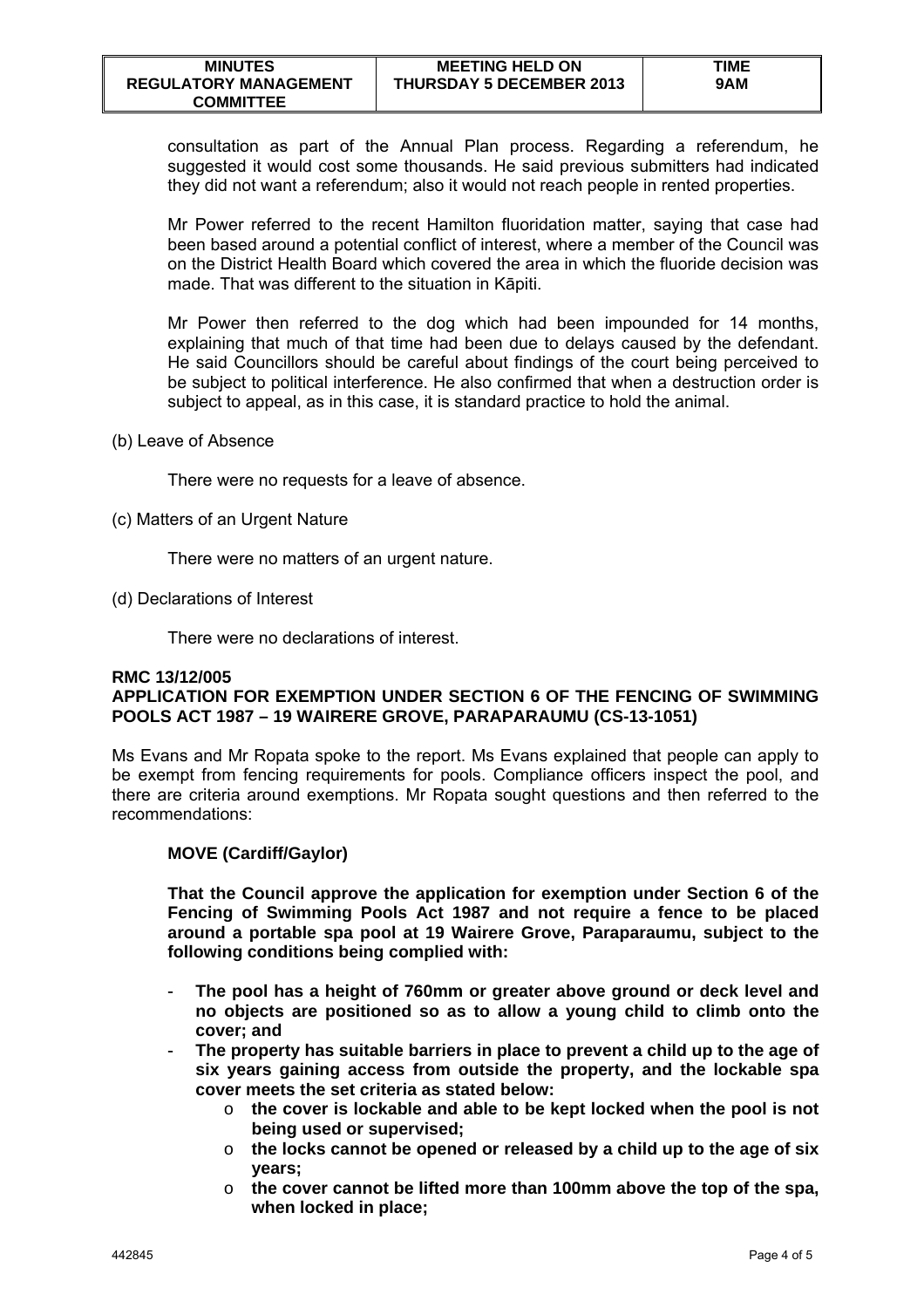consultation as part of the Annual Plan process. Regarding a referendum, he suggested it would cost some thousands. He said previous submitters had indicated they did not want a referendum; also it would not reach people in rented properties.

Mr Power referred to the recent Hamilton fluoridation matter, saying that case had been based around a potential conflict of interest, where a member of the Council was on the District Health Board which covered the area in which the fluoride decision was made. That was different to the situation in Kāpiti.

Mr Power then referred to the dog which had been impounded for 14 months, explaining that much of that time had been due to delays caused by the defendant. He said Councillors should be careful about findings of the court being perceived to be subject to political interference. He also confirmed that when a destruction order is subject to appeal, as in this case, it is standard practice to hold the animal.

(b) Leave of Absence

There were no requests for a leave of absence.

(c) Matters of an Urgent Nature

There were no matters of an urgent nature.

(d) Declarations of Interest

There were no declarations of interest.

**RMC 13/12/005**
**APPLICATION FOR EXEMPTION UNDER SECTION 6 OF THE FENCING OF SWIMMING POOLS ACT 1987 – 19 WAIRERE GROVE, PARAPARAUMU (CS-13-1051)**

Ms Evans and Mr Ropata spoke to the report. Ms Evans explained that people can apply to be exempt from fencing requirements for pools. Compliance officers inspect the pool, and there are criteria around exemptions. Mr Ropata sought questions and then referred to the recommendations:

**MOVE (Cardiff/Gaylor)**

**That the Council approve the application for exemption under Section 6 of the Fencing of Swimming Pools Act 1987 and not require a fence to be placed around a portable spa pool at 19 Wairere Grove, Paraparaumu, subject to the following conditions being complied with:**

- **The pool has a height of 760mm or greater above ground or deck level and no objects are positioned so as to allow a young child to climb onto the cover; and**
- **The property has suitable barriers in place to prevent a child up to the age of six years gaining access from outside the property, and the lockable spa cover meets the set criteria as stated below:**
  - **the cover is lockable and able to be kept locked when the pool is not being used or supervised;**
  - **the locks cannot be opened or released by a child up to the age of six years;**
  - **the cover cannot be lifted more than 100mm above the top of the spa, when locked in place;**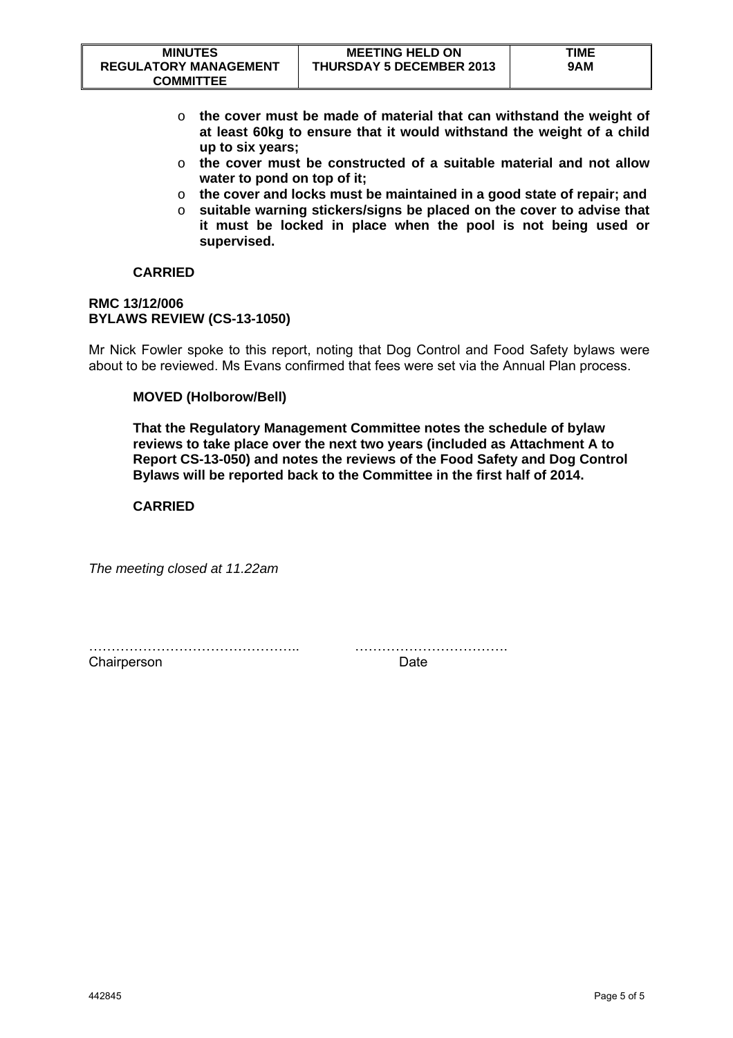- **the cover must be made of material that can withstand the weight of at least 60kg to ensure that it would withstand the weight of a child up to six years;**
- **the cover must be constructed of a suitable material and not allow water to pond on top of it;**
- **the cover and locks must be maintained in a good state of repair; and**
- **suitable warning stickers/signs be placed on the cover to advise that it must be locked in place when the pool is not being used or supervised.**

**CARRIED**

**RMC 13/12/006**
**BYLAWS REVIEW (CS-13-1050)**

Mr Nick Fowler spoke to this report, noting that Dog Control and Food Safety bylaws were about to be reviewed. Ms Evans confirmed that fees were set via the Annual Plan process.

**MOVED (Holborow/Bell)**

**That the Regulatory Management Committee notes the schedule of bylaw reviews to take place over the next two years (included as Attachment A to Report CS-13-050) and notes the reviews of the Food Safety and Dog Control Bylaws will be reported back to the Committee in the first half of 2014.**

**CARRIED**

*The meeting closed at 11.22am*

……………………………………….. …………………………….
Chairperson Date